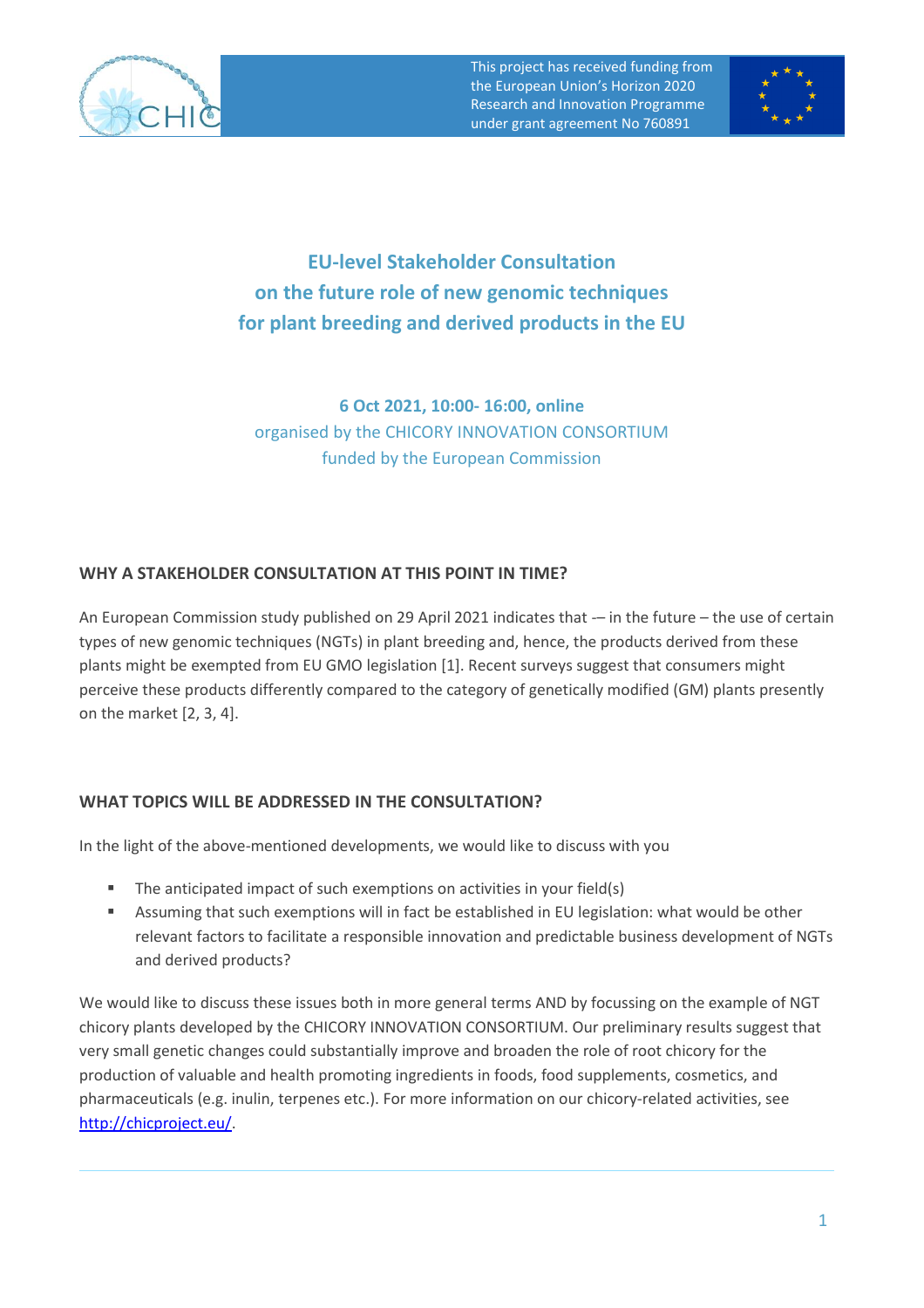This project has received funding from the European Union's Horizon 2020 Research and Innovation Programme under grant agreement No 760891

# EU-level Stakeholder Consultation on the future role of new genomic techniques for plant breeding and derived products in the EU

**6 Oct 2021, 10:00- 16:00, online**

organised by the CHICORY INNOVATION CONSORTIUM

funded by the European Commission

## WHY A STAKEHOLDER CONSULTATION AT THIS POINT IN TIME?

An European Commission study published on 29 April 2021 indicates that -– in the future – the use of certain types of new genomic techniques (NGTs) in plant breeding and, hence, the products derived from these plants might be exempted from EU GMO legislation [1]. Recent surveys suggest that consumers might perceive these products differently compared to the category of genetically modified (GM) plants presently on the market [2, 3, 4].

## WHAT TOPICS WILL BE ADDRESSED IN THE CONSULTATION?

In the light of the above-mentioned developments, we would like to discuss with you

- The anticipated impact of such exemptions on activities in your field(s)
- Assuming that such exemptions will in fact be established in EU legislation: what would be other relevant factors to facilitate a responsible innovation and predictable business development of NGTs and derived products?

We would like to discuss these issues both in more general terms AND by focussing on the example of NGT chicory plants developed by the CHICORY INNOVATION CONSORTIUM. Our preliminary results suggest that very small genetic changes could substantially improve and broaden the role of root chicory for the production of valuable and health promoting ingredients in foods, food supplements, cosmetics, and pharmaceuticals (e.g. inulin, terpenes etc.). For more information on our chicory-related activities, see [http://chicproject.eu/](http://chicproject.eu/).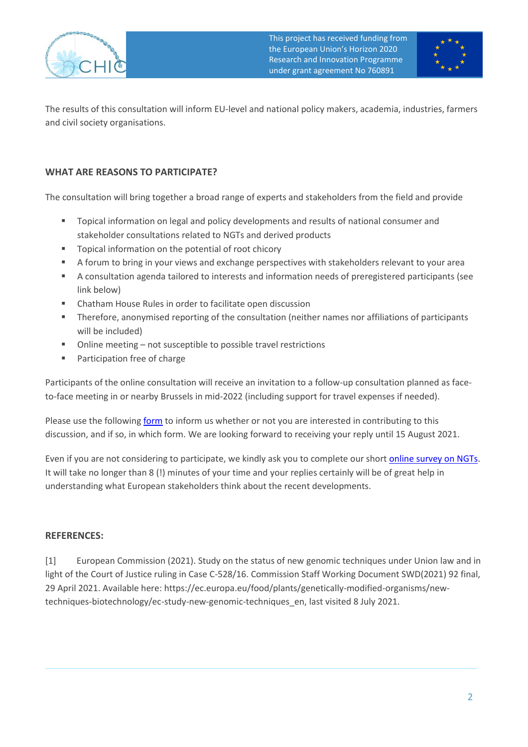The results of this consultation will inform EU-level and national policy makers, academia, industries, farmers and civil society organisations.

## WHAT ARE REASONS TO PARTICIPATE?

The consultation will bring together a broad range of experts and stakeholders from the field and provide

- Topical information on legal and policy developments and results of national consumer and stakeholder consultations related to NGTs and derived products
- Topical information on the potential of root chicory
- A forum to bring in your views and exchange perspectives with stakeholders relevant to your area
- A consultation agenda tailored to interests and information needs of preregistered participants (see link below)
- Chatham House Rules in order to facilitate open discussion
- Therefore, anonymised reporting of the consultation (neither names nor affiliations of participants will be included)
- Online meeting – not susceptible to possible travel restrictions
- Participation free of charge

Participants of the online consultation will receive an invitation to a follow-up consultation planned as face-to-face meeting in or nearby Brussels in mid-2022 (including support for travel expenses if needed).

Please use the following form to inform us whether or not you are interested in contributing to this discussion, and if so, in which form. We are looking forward to receiving your reply until 15 August 2021.

Even if you are not considering to participate, we kindly ask you to complete our short online survey on NGTs. It will take no longer than 8 (!) minutes of your time and your replies certainly will be of great help in understanding what European stakeholders think about the recent developments.

## REFERENCES:

[1] European Commission (2021). Study on the status of new genomic techniques under Union law and in light of the Court of Justice ruling in Case C-528/16. Commission Staff Working Document SWD(2021) 92 final, 29 April 2021. Available here: https://ec.europa.eu/food/plants/genetically-modified-organisms/new-techniques-biotechnology/ec-study-new-genomic-techniques_en, last visited 8 July 2021.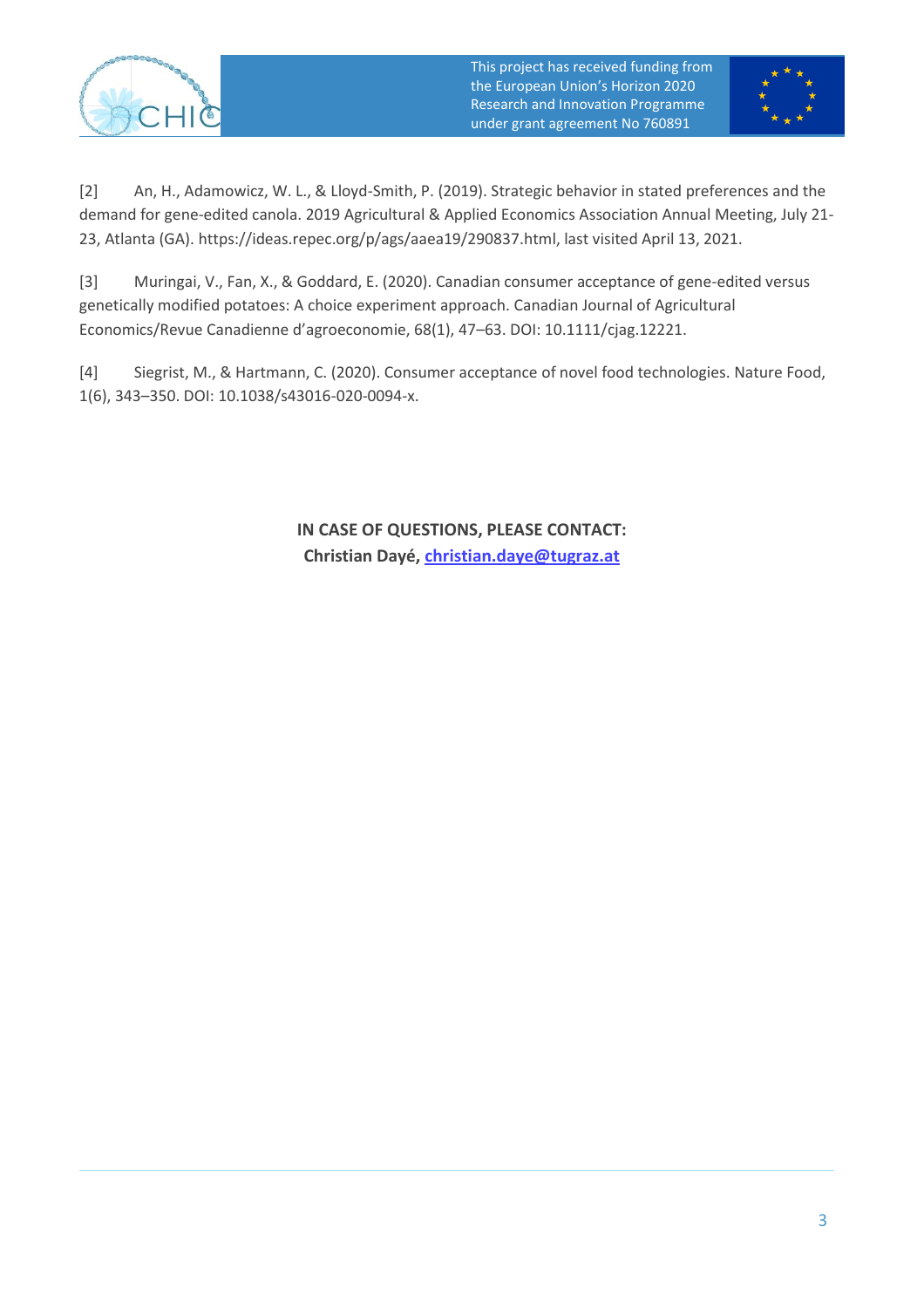[2] An, H., Adamowicz, W. L., & Lloyd-Smith, P. (2019). Strategic behavior in stated preferences and the demand for gene-edited canola. 2019 Agricultural & Applied Economics Association Annual Meeting, July 21-23, Atlanta (GA). https://ideas.repec.org/p/ags/aaea19/290837.html, last visited April 13, 2021.

[3] Muringai, V., Fan, X., & Goddard, E. (2020). Canadian consumer acceptance of gene-edited versus genetically modified potatoes: A choice experiment approach. Canadian Journal of Agricultural Economics/Revue Canadienne d'agroeconomie, 68(1), 47–63. DOI: 10.1111/cjag.12221.

[4] Siegrist, M., & Hartmann, C. (2020). Consumer acceptance of novel food technologies. Nature Food, 1(6), 343–350. DOI: 10.1038/s43016-020-0094-x.

**IN CASE OF QUESTIONS, PLEASE CONTACT:**
**Christian Dayé, christian.daye@tugraz.at**